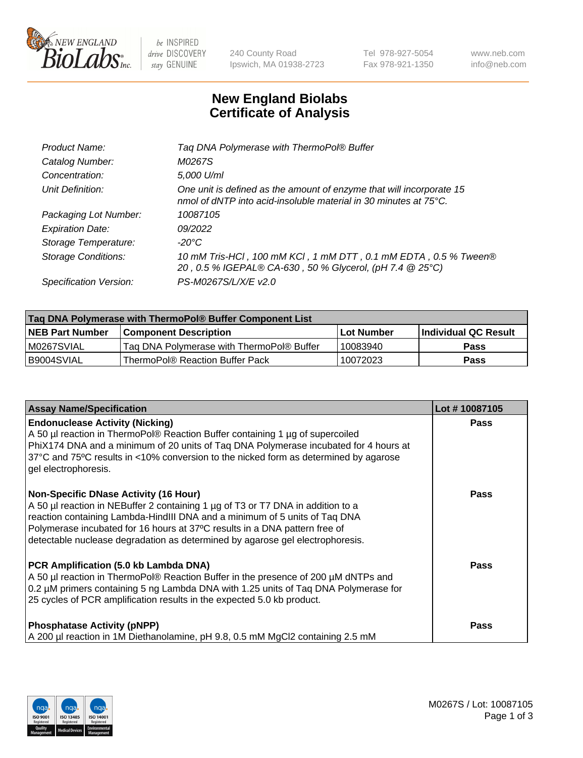# New England Biolabs Certificate of Analysis

| | |
|---|---|
| Product Name: | Taq DNA Polymerase with ThermoPol® Buffer |
| Catalog Number: | M0267S |
| Concentration: | 5,000 U/ml |
| Unit Definition: | One unit is defined as the amount of enzyme that will incorporate 15 nmol of dNTP into acid-insoluble material in 30 minutes at 75°C. |
| Packaging Lot Number: | 10087105 |
| Expiration Date: | 09/2022 |
| Storage Temperature: | -20°C |
| Storage Conditions: | 10 mM Tris-HCl , 100 mM KCl , 1 mM DTT , 0.1 mM EDTA , 0.5 % Tween® 20 , 0.5 % IGEPAL® CA-630 , 50 % Glycerol, (pH 7.4 @ 25°C) |
| Specification Version: | PS-M0267S/L/X/E v2.0 |

| Taq DNA Polymerase with ThermoPol® Buffer Component List | | | |
|---|---|---|---|
| NEB Part Number | Component Description | Lot Number | Individual QC Result |
| M0267SVIAL | Taq DNA Polymerase with ThermoPol® Buffer | 10083940 | Pass |
| B9004SVIAL | ThermoPol® Reaction Buffer Pack | 10072023 | Pass |

| Assay Name/Specification | Lot # 10087105 |
|---|---|
| **Endonuclease Activity (Nicking)**<br>A 50 µl reaction in ThermoPol® Reaction Buffer containing 1 µg of supercoiled PhiX174 DNA and a minimum of 20 units of Taq DNA Polymerase incubated for 4 hours at 37ºC and 75ºC results in <10% conversion to the nicked form as determined by agarose gel electrophoresis. | Pass |
| **Non-Specific DNase Activity (16 Hour)**<br>A 50 µl reaction in NEBuffer 2 containing 1 µg of T3 or T7 DNA in addition to a reaction containing Lambda-HindIII DNA and a minimum of 5 units of Taq DNA Polymerase incubated for 16 hours at 37ºC results in a DNA pattern free of detectable nuclease degradation as determined by agarose gel electrophoresis. | Pass |
| **PCR Amplification (5.0 kb Lambda DNA)**<br>A 50 µl reaction in ThermoPol® Reaction Buffer in the presence of 200 µM dNTPs and 0.2 µM primers containing 5 ng Lambda DNA with 1.25 units of Taq DNA Polymerase for 25 cycles of PCR amplification results in the expected 5.0 kb product. | Pass |
| **Phosphatase Activity (pNPP)**<br>A 200 µl reaction in 1M Diethanolamine, pH 9.8, 0.5 mM $MgCl_2$ containing 2.5 mM | Pass |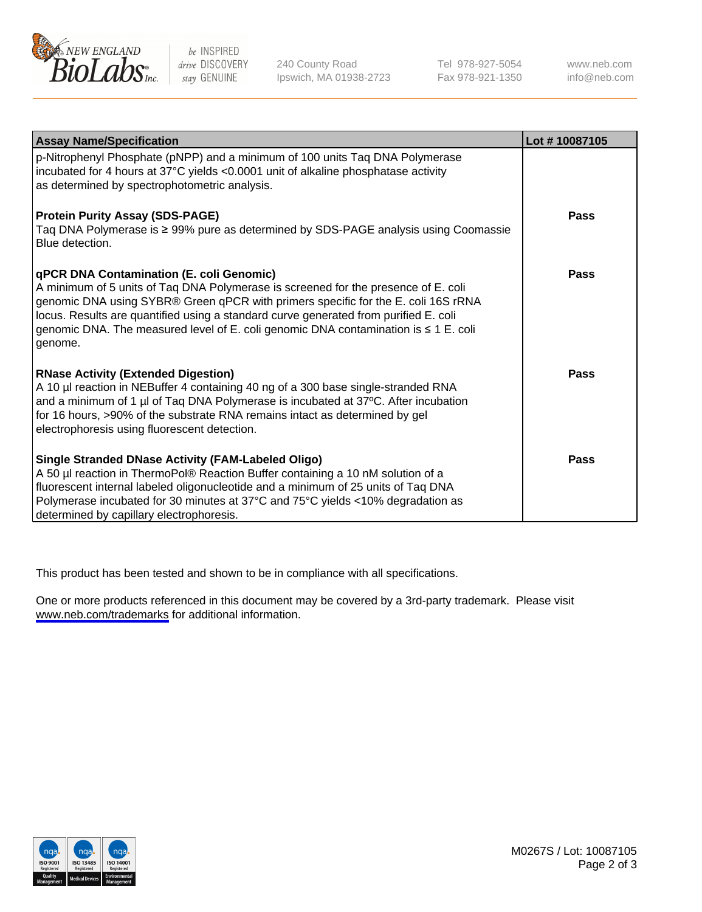| Assay Name/Specification | Lot # 10087105 |
| --- | --- |
| p-Nitrophenyl Phosphate (pNPP) and a minimum of 100 units Taq DNA Polymerase incubated for 4 hours at 37°C yields <0.0001 unit of alkaline phosphatase activity as determined by spectrophotometric analysis. | |
| **Protein Purity Assay (SDS-PAGE)**<br>Taq DNA Polymerase is ≥ 99% pure as determined by SDS-PAGE analysis using Coomassie Blue detection. | **Pass** |
| **qPCR DNA Contamination (E. coli Genomic)**<br>A minimum of 5 units of Taq DNA Polymerase is screened for the presence of E. coli genomic DNA using SYBR® Green qPCR with primers specific for the E. coli 16S rRNA locus. Results are quantified using a standard curve generated from purified E. coli genomic DNA. The measured level of E. coli genomic DNA contamination is ≤ 1 E. coli genome. | **Pass** |
| **RNase Activity (Extended Digestion)**<br>A 10 µl reaction in NEBuffer 4 containing 40 ng of a 300 base single-stranded RNA and a minimum of 1 µl of Taq DNA Polymerase is incubated at 37ºC. After incubation for 16 hours, >90% of the substrate RNA remains intact as determined by gel electrophoresis using fluorescent detection. | **Pass** |
| **Single Stranded DNase Activity (FAM-Labeled Oligo)**<br>A 50 µl reaction in ThermoPol® Reaction Buffer containing a 10 nM solution of a fluorescent internal labeled oligonucleotide and a minimum of 25 units of Taq DNA Polymerase incubated for 30 minutes at 37°C and 75°C yields <10% degradation as determined by capillary electrophoresis. | **Pass** |

This product has been tested and shown to be in compliance with all specifications.

One or more products referenced in this document may be covered by a 3rd-party trademark. Please visit www.neb.com/trademarks for additional information.

M0267S / Lot: 10087105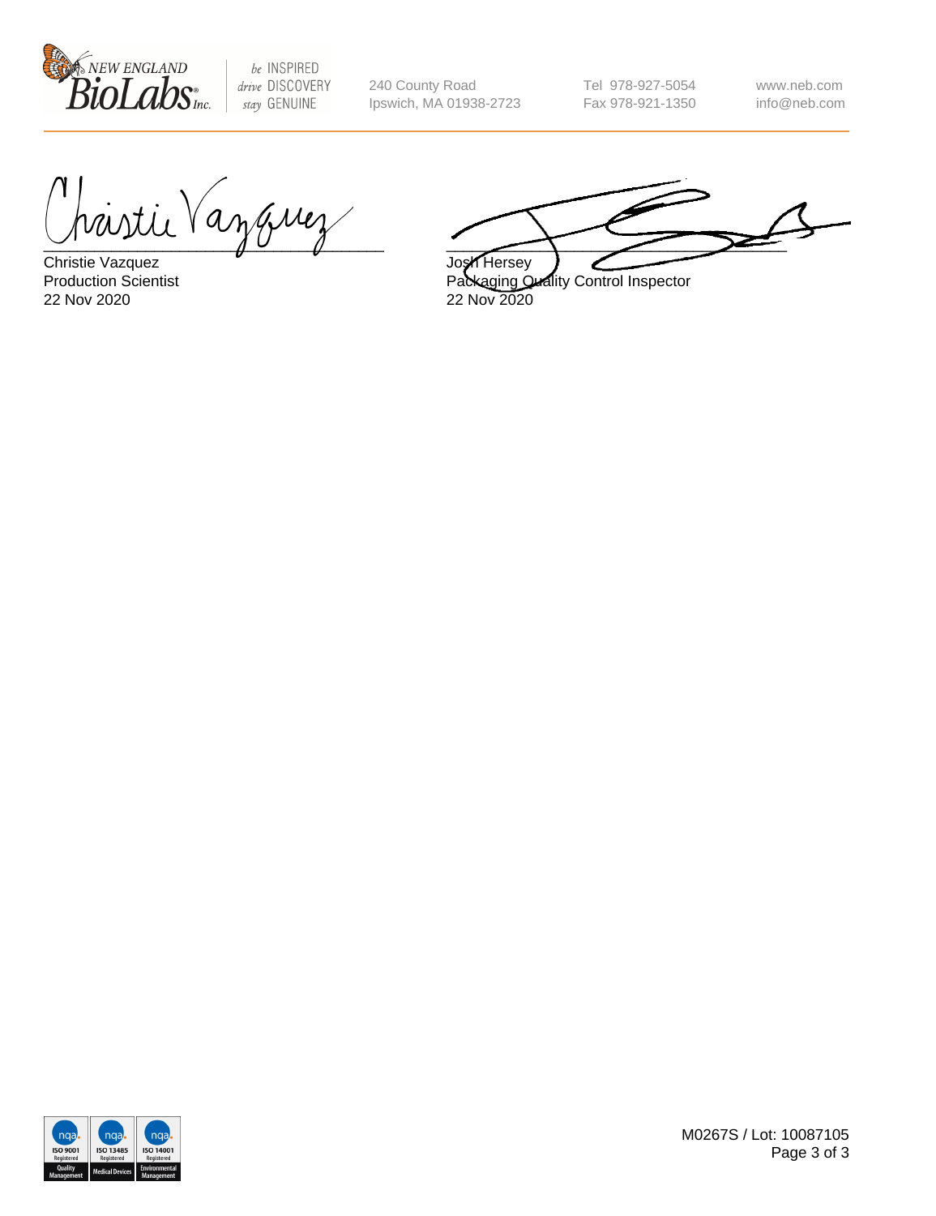Christie Vazquez
Production Scientist
22 Nov 2020

Josh Hersey
Packaging Quality Control Inspector
22 Nov 2020

M0267S / Lot: 10087105